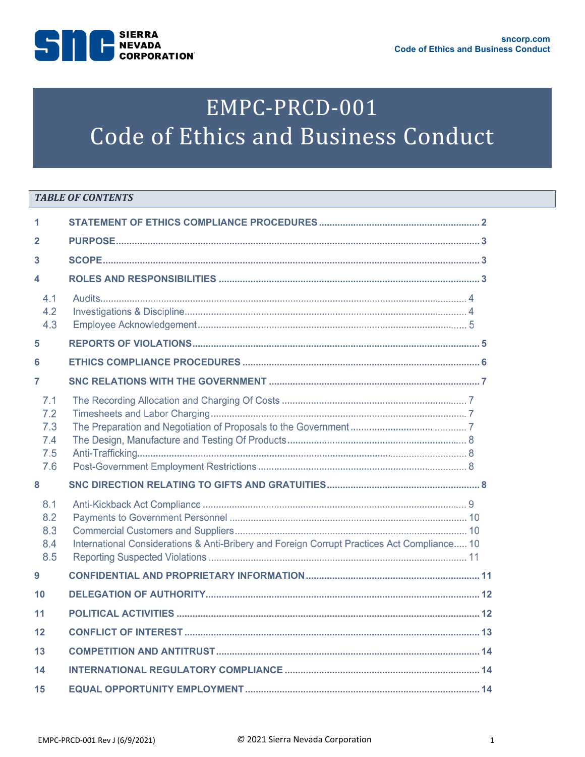# EMPC-PRCD-001
# Code of Ethics and Business Conduct

***TABLE OF CONTENTS***

| | | |
|---|---|---|
| **1** | **STATEMENT OF ETHICS COMPLIANCE PROCEDURES** | **2** |
| **2** | **PURPOSE** | **3** |
| **3** | **SCOPE** | **3** |
| **4** | **ROLES AND RESPONSIBILITIES** | **3** |
| 4.1 | Audits | 4 |
| 4.2 | Investigations & Discipline | 4 |
| 4.3 | Employee Acknowledgement | 5 |
| **5** | **REPORTS OF VIOLATIONS** | **5** |
| **6** | **ETHICS COMPLIANCE PROCEDURES** | **6** |
| **7** | **SNC RELATIONS WITH THE GOVERNMENT** | **7** |
| 7.1 | The Recording Allocation and Charging Of Costs | 7 |
| 7.2 | Timesheets and Labor Charging | 7 |
| 7.3 | The Preparation and Negotiation of Proposals to the Government | 7 |
| 7.4 | The Design, Manufacture and Testing Of Products | 8 |
| 7.5 | Anti-Trafficking | 8 |
| 7.6 | Post-Government Employment Restrictions | 8 |
| **8** | **SNC DIRECTION RELATING TO GIFTS AND GRATUITIES** | **8** |
| 8.1 | Anti-Kickback Act Compliance | 9 |
| 8.2 | Payments to Government Personnel | 10 |
| 8.3 | Commercial Customers and Suppliers | 10 |
| 8.4 | International Considerations & Anti-Bribery and Foreign Corrupt Practices Act Compliance | 10 |
| 8.5 | Reporting Suspected Violations | 11 |
| **9** | **CONFIDENTIAL AND PROPRIETARY INFORMATION** | **11** |
| **10** | **DELEGATION OF AUTHORITY** | **12** |
| **11** | **POLITICAL ACTIVITIES** | **12** |
| **12** | **CONFLICT OF INTEREST** | **13** |
| **13** | **COMPETITION AND ANTITRUST** | **14** |
| **14** | **INTERNATIONAL REGULATORY COMPLIANCE** | **14** |
| **15** | **EQUAL OPPORTUNITY EMPLOYMENT** | **14** |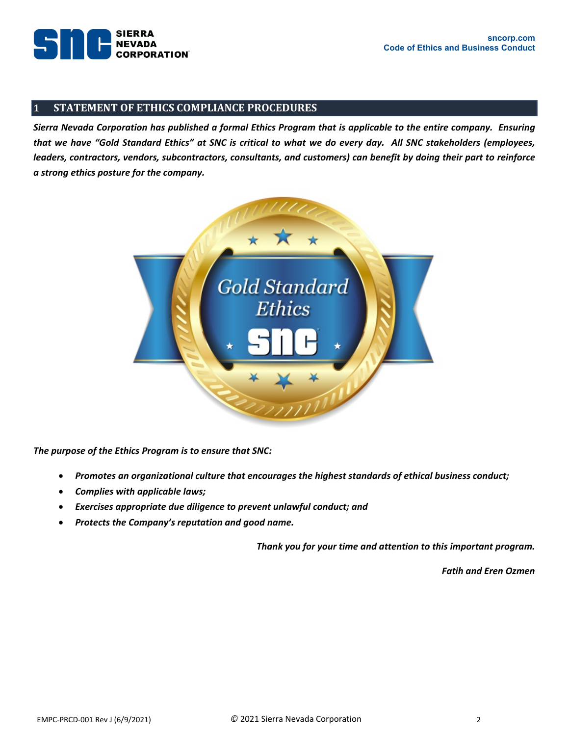# 1 STATEMENT OF ETHICS COMPLIANCE PROCEDURES

***Sierra Nevada Corporation has published a formal Ethics Program that is applicable to the entire company. Ensuring that we have "Gold Standard Ethics" at SNC is critical to what we do every day. All SNC stakeholders (employees, leaders, contractors, vendors, subcontractors, consultants, and customers) can benefit by doing their part to reinforce a strong ethics posture for the company.***

***The purpose of the Ethics Program is to ensure that SNC:***

- ***Promotes an organizational culture that encourages the highest standards of ethical business conduct;***
- ***Complies with applicable laws;***
- ***Exercises appropriate due diligence to prevent unlawful conduct; and***
- ***Protects the Company's reputation and good name.***

***Thank you for your time and attention to this important program.***

***Fatih and Eren Ozmen***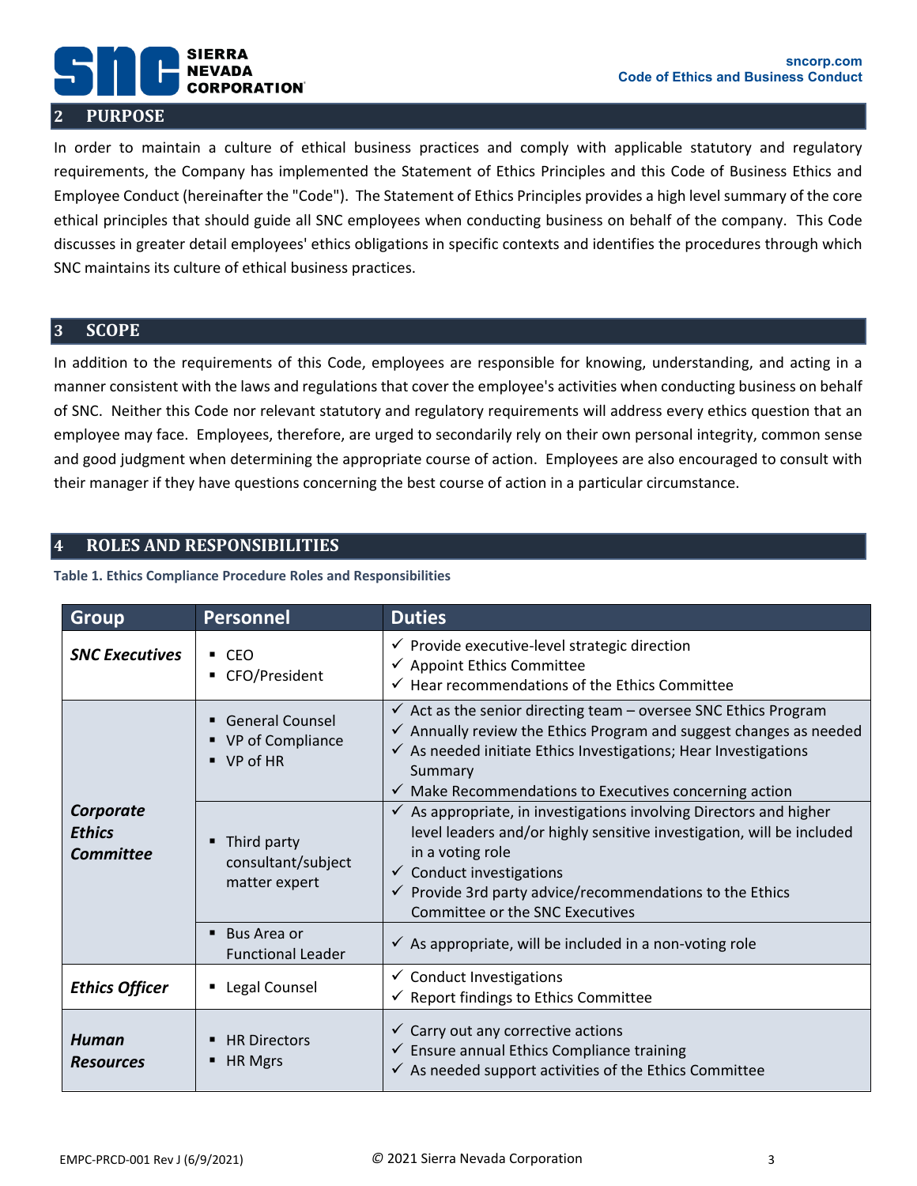## 2 PURPOSE

In order to maintain a culture of ethical business practices and comply with applicable statutory and regulatory requirements, the Company has implemented the Statement of Ethics Principles and this Code of Business Ethics and Employee Conduct (hereinafter the "Code"). The Statement of Ethics Principles provides a high level summary of the core ethical principles that should guide all SNC employees when conducting business on behalf of the company. This Code discusses in greater detail employees' ethics obligations in specific contexts and identifies the procedures through which SNC maintains its culture of ethical business practices.

## 3 SCOPE

In addition to the requirements of this Code, employees are responsible for knowing, understanding, and acting in a manner consistent with the laws and regulations that cover the employee's activities when conducting business on behalf of SNC. Neither this Code nor relevant statutory and regulatory requirements will address every ethics question that an employee may face. Employees, therefore, are urged to secondarily rely on their own personal integrity, common sense and good judgment when determining the appropriate course of action. Employees are also encouraged to consult with their manager if they have questions concerning the best course of action in a particular circumstance.

## 4 ROLES AND RESPONSIBILITIES

**Table 1. Ethics Compliance Procedure Roles and Responsibilities**

| Group | Personnel | Duties |
|---|---|---|
| ***SNC Executives*** | ▪ CEO<br>▪ CFO/President | ✓ Provide executive-level strategic direction<br>✓ Appoint Ethics Committee<br>✓ Hear recommendations of the Ethics Committee |
| ***Corporate Ethics Committee*** | ▪ General Counsel<br>▪ VP of Compliance<br>▪ VP of HR | ✓ Act as the senior directing team – oversee SNC Ethics Program<br>✓ Annually review the Ethics Program and suggest changes as needed<br>✓ As needed initiate Ethics Investigations; Hear Investigations Summary<br>✓ Make Recommendations to Executives concerning action |
| | ▪ Third party consultant/subject matter expert | ✓ As appropriate, in investigations involving Directors and higher level leaders and/or highly sensitive investigation, will be included in a voting role<br>✓ Conduct investigations<br>✓ Provide 3rd party advice/recommendations to the Ethics Committee or the SNC Executives |
| | ▪ Bus Area or Functional Leader | ✓ As appropriate, will be included in a non-voting role |
| ***Ethics Officer*** | ▪ Legal Counsel | ✓ Conduct Investigations<br>✓ Report findings to Ethics Committee |
| ***Human Resources*** | ▪ HR Directors<br>▪ HR Mgrs | ✓ Carry out any corrective actions<br>✓ Ensure annual Ethics Compliance training<br>✓ As needed support activities of the Ethics Committee |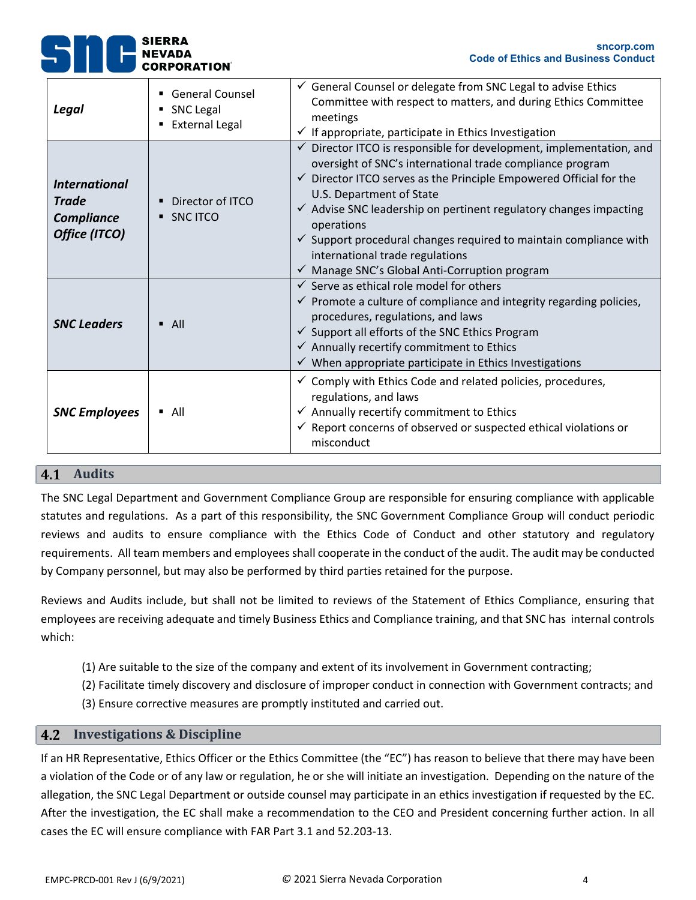| | | |
|---|---|---|
| ***Legal*** | ▪ General Counsel<br>▪ SNC Legal<br>▪ External Legal | ✓ General Counsel or delegate from SNC Legal to advise Ethics Committee with respect to matters, and during Ethics Committee meetings<br>✓ If appropriate, participate in Ethics Investigation |
| ***International Trade Compliance Office (ITCO)*** | ▪ Director of ITCO<br>▪ SNC ITCO | ✓ Director ITCO is responsible for development, implementation, and oversight of SNC's international trade compliance program<br>✓ Director ITCO serves as the Principle Empowered Official for the U.S. Department of State<br>✓ Advise SNC leadership on pertinent regulatory changes impacting operations<br>✓ Support procedural changes required to maintain compliance with international trade regulations<br>✓ Manage SNC's Global Anti-Corruption program |
| ***SNC Leaders*** | ▪ All | ✓ Serve as ethical role model for others<br>✓ Promote a culture of compliance and integrity regarding policies, procedures, regulations, and laws<br>✓ Support all efforts of the SNC Ethics Program<br>✓ Annually recertify commitment to Ethics<br>✓ When appropriate participate in Ethics Investigations |
| ***SNC Employees*** | ▪ All | ✓ Comply with Ethics Code and related policies, procedures, regulations, and laws<br>✓ Annually recertify commitment to Ethics<br>✓ Report concerns of observed or suspected ethical violations or misconduct |

## 4.1 Audits

The SNC Legal Department and Government Compliance Group are responsible for ensuring compliance with applicable statutes and regulations. As a part of this responsibility, the SNC Government Compliance Group will conduct periodic reviews and audits to ensure compliance with the Ethics Code of Conduct and other statutory and regulatory requirements. All team members and employees shall cooperate in the conduct of the audit. The audit may be conducted by Company personnel, but may also be performed by third parties retained for the purpose.

Reviews and Audits include, but shall not be limited to reviews of the Statement of Ethics Compliance, ensuring that employees are receiving adequate and timely Business Ethics and Compliance training, and that SNC has internal controls which:

(1) Are suitable to the size of the company and extent of its involvement in Government contracting;

(2) Facilitate timely discovery and disclosure of improper conduct in connection with Government contracts; and

(3) Ensure corrective measures are promptly instituted and carried out.

## 4.2 Investigations & Discipline

If an HR Representative, Ethics Officer or the Ethics Committee (the "EC") has reason to believe that there may have been a violation of the Code or of any law or regulation, he or she will initiate an investigation. Depending on the nature of the allegation, the SNC Legal Department or outside counsel may participate in an ethics investigation if requested by the EC. After the investigation, the EC shall make a recommendation to the CEO and President concerning further action. In all cases the EC will ensure compliance with FAR Part 3.1 and 52.203-13.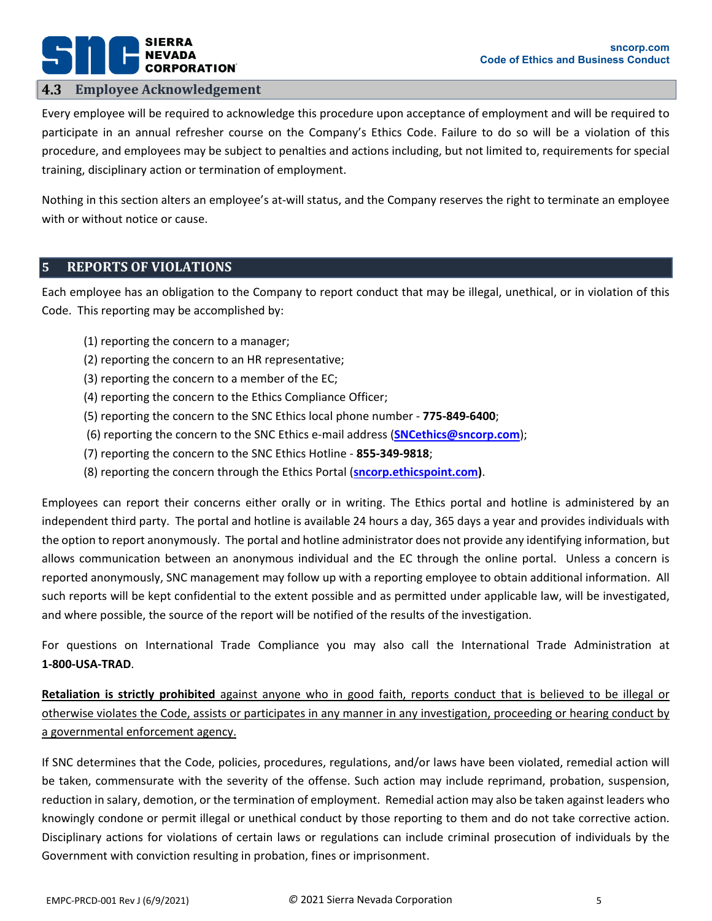## 4.3 Employee Acknowledgement

Every employee will be required to acknowledge this procedure upon acceptance of employment and will be required to participate in an annual refresher course on the Company's Ethics Code. Failure to do so will be a violation of this procedure, and employees may be subject to penalties and actions including, but not limited to, requirements for special training, disciplinary action or termination of employment.

Nothing in this section alters an employee's at-will status, and the Company reserves the right to terminate an employee with or without notice or cause.

# 5 REPORTS OF VIOLATIONS

Each employee has an obligation to the Company to report conduct that may be illegal, unethical, or in violation of this Code. This reporting may be accomplished by:

(1) reporting the concern to a manager;
(2) reporting the concern to an HR representative;
(3) reporting the concern to a member of the EC;
(4) reporting the concern to the Ethics Compliance Officer;
(5) reporting the concern to the SNC Ethics local phone number - **775-849-6400**;
(6) reporting the concern to the SNC Ethics e-mail address (**SNCethics@sncorp.com**);
(7) reporting the concern to the SNC Ethics Hotline - **855-349-9818**;
(8) reporting the concern through the Ethics Portal (**sncorp.ethicspoint.com)**.

Employees can report their concerns either orally or in writing. The Ethics portal and hotline is administered by an independent third party. The portal and hotline is available 24 hours a day, 365 days a year and provides individuals with the option to report anonymously. The portal and hotline administrator does not provide any identifying information, but allows communication between an anonymous individual and the EC through the online portal. Unless a concern is reported anonymously, SNC management may follow up with a reporting employee to obtain additional information. All such reports will be kept confidential to the extent possible and as permitted under applicable law, will be investigated, and where possible, the source of the report will be notified of the results of the investigation.

For questions on International Trade Compliance you may also call the International Trade Administration at **1-800-USA-TRAD**.

**Retaliation is strictly prohibited** against anyone who in good faith, reports conduct that is believed to be illegal or otherwise violates the Code, assists or participates in any manner in any investigation, proceeding or hearing conduct by a governmental enforcement agency.

If SNC determines that the Code, policies, procedures, regulations, and/or laws have been violated, remedial action will be taken, commensurate with the severity of the offense. Such action may include reprimand, probation, suspension, reduction in salary, demotion, or the termination of employment. Remedial action may also be taken against leaders who knowingly condone or permit illegal or unethical conduct by those reporting to them and do not take corrective action. Disciplinary actions for violations of certain laws or regulations can include criminal prosecution of individuals by the Government with conviction resulting in probation, fines or imprisonment.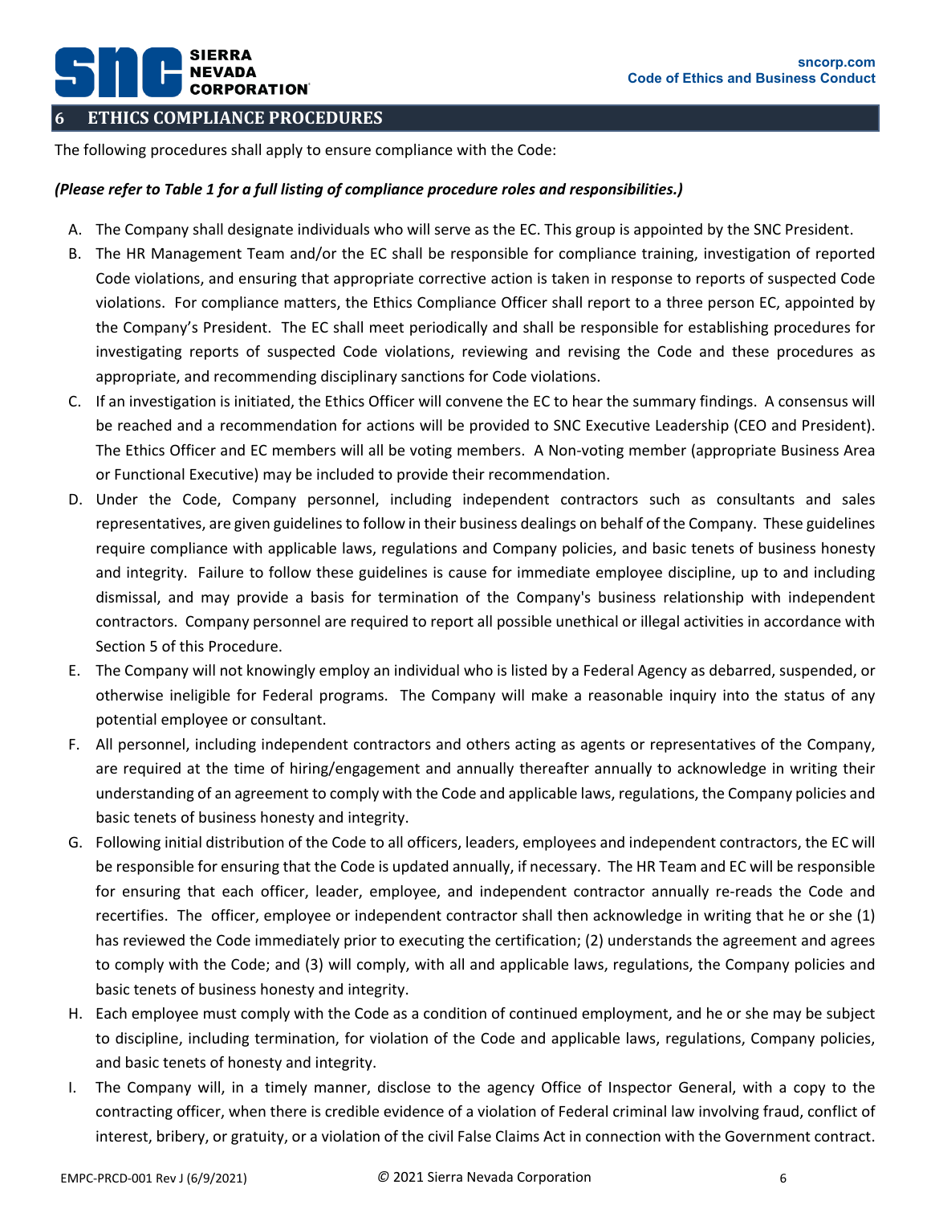## 6 ETHICS COMPLIANCE PROCEDURES

The following procedures shall apply to ensure compliance with the Code:

***(Please refer to Table 1 for a full listing of compliance procedure roles and responsibilities.)***

A. The Company shall designate individuals who will serve as the EC. This group is appointed by the SNC President.

B. The HR Management Team and/or the EC shall be responsible for compliance training, investigation of reported Code violations, and ensuring that appropriate corrective action is taken in response to reports of suspected Code violations. For compliance matters, the Ethics Compliance Officer shall report to a three person EC, appointed by the Company's President. The EC shall meet periodically and shall be responsible for establishing procedures for investigating reports of suspected Code violations, reviewing and revising the Code and these procedures as appropriate, and recommending disciplinary sanctions for Code violations.

C. If an investigation is initiated, the Ethics Officer will convene the EC to hear the summary findings. A consensus will be reached and a recommendation for actions will be provided to SNC Executive Leadership (CEO and President). The Ethics Officer and EC members will all be voting members. A Non-voting member (appropriate Business Area or Functional Executive) may be included to provide their recommendation.

D. Under the Code, Company personnel, including independent contractors such as consultants and sales representatives, are given guidelines to follow in their business dealings on behalf of the Company. These guidelines require compliance with applicable laws, regulations and Company policies, and basic tenets of business honesty and integrity. Failure to follow these guidelines is cause for immediate employee discipline, up to and including dismissal, and may provide a basis for termination of the Company's business relationship with independent contractors. Company personnel are required to report all possible unethical or illegal activities in accordance with Section 5 of this Procedure.

E. The Company will not knowingly employ an individual who is listed by a Federal Agency as debarred, suspended, or otherwise ineligible for Federal programs. The Company will make a reasonable inquiry into the status of any potential employee or consultant.

F. All personnel, including independent contractors and others acting as agents or representatives of the Company, are required at the time of hiring/engagement and annually thereafter annually to acknowledge in writing their understanding of an agreement to comply with the Code and applicable laws, regulations, the Company policies and basic tenets of business honesty and integrity.

G. Following initial distribution of the Code to all officers, leaders, employees and independent contractors, the EC will be responsible for ensuring that the Code is updated annually, if necessary. The HR Team and EC will be responsible for ensuring that each officer, leader, employee, and independent contractor annually re-reads the Code and recertifies. The officer, employee or independent contractor shall then acknowledge in writing that he or she (1) has reviewed the Code immediately prior to executing the certification; (2) understands the agreement and agrees to comply with the Code; and (3) will comply, with all and applicable laws, regulations, the Company policies and basic tenets of business honesty and integrity.

H. Each employee must comply with the Code as a condition of continued employment, and he or she may be subject to discipline, including termination, for violation of the Code and applicable laws, regulations, Company policies, and basic tenets of honesty and integrity.

I. The Company will, in a timely manner, disclose to the agency Office of Inspector General, with a copy to the contracting officer, when there is credible evidence of a violation of Federal criminal law involving fraud, conflict of interest, bribery, or gratuity, or a violation of the civil False Claims Act in connection with the Government contract.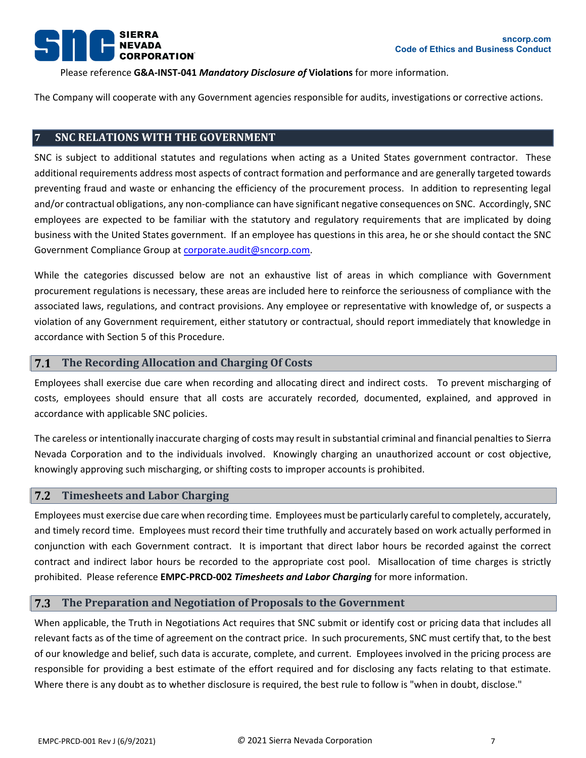Please reference **G&A-INST-041 *Mandatory Disclosure of* Violations** for more information.

The Company will cooperate with any Government agencies responsible for audits, investigations or corrective actions.

## 7 SNC RELATIONS WITH THE GOVERNMENT

SNC is subject to additional statutes and regulations when acting as a United States government contractor. These additional requirements address most aspects of contract formation and performance and are generally targeted towards preventing fraud and waste or enhancing the efficiency of the procurement process. In addition to representing legal and/or contractual obligations, any non-compliance can have significant negative consequences on SNC. Accordingly, SNC employees are expected to be familiar with the statutory and regulatory requirements that are implicated by doing business with the United States government. If an employee has questions in this area, he or she should contact the SNC Government Compliance Group at corporate.audit@sncorp.com.

While the categories discussed below are not an exhaustive list of areas in which compliance with Government procurement regulations is necessary, these areas are included here to reinforce the seriousness of compliance with the associated laws, regulations, and contract provisions. Any employee or representative with knowledge of, or suspects a violation of any Government requirement, either statutory or contractual, should report immediately that knowledge in accordance with Section 5 of this Procedure.

### 7.1 The Recording Allocation and Charging Of Costs

Employees shall exercise due care when recording and allocating direct and indirect costs. To prevent mischarging of costs, employees should ensure that all costs are accurately recorded, documented, explained, and approved in accordance with applicable SNC policies.

The careless or intentionally inaccurate charging of costs may result in substantial criminal and financial penalties to Sierra Nevada Corporation and to the individuals involved. Knowingly charging an unauthorized account or cost objective, knowingly approving such mischarging, or shifting costs to improper accounts is prohibited.

### 7.2 Timesheets and Labor Charging

Employees must exercise due care when recording time. Employees must be particularly careful to completely, accurately, and timely record time. Employees must record their time truthfully and accurately based on work actually performed in conjunction with each Government contract. It is important that direct labor hours be recorded against the correct contract and indirect labor hours be recorded to the appropriate cost pool. Misallocation of time charges is strictly prohibited. Please reference **EMPC-PRCD-002 *Timesheets and Labor Charging*** for more information.

### 7.3 The Preparation and Negotiation of Proposals to the Government

When applicable, the Truth in Negotiations Act requires that SNC submit or identify cost or pricing data that includes all relevant facts as of the time of agreement on the contract price. In such procurements, SNC must certify that, to the best of our knowledge and belief, such data is accurate, complete, and current. Employees involved in the pricing process are responsible for providing a best estimate of the effort required and for disclosing any facts relating to that estimate. Where there is any doubt as to whether disclosure is required, the best rule to follow is "when in doubt, disclose."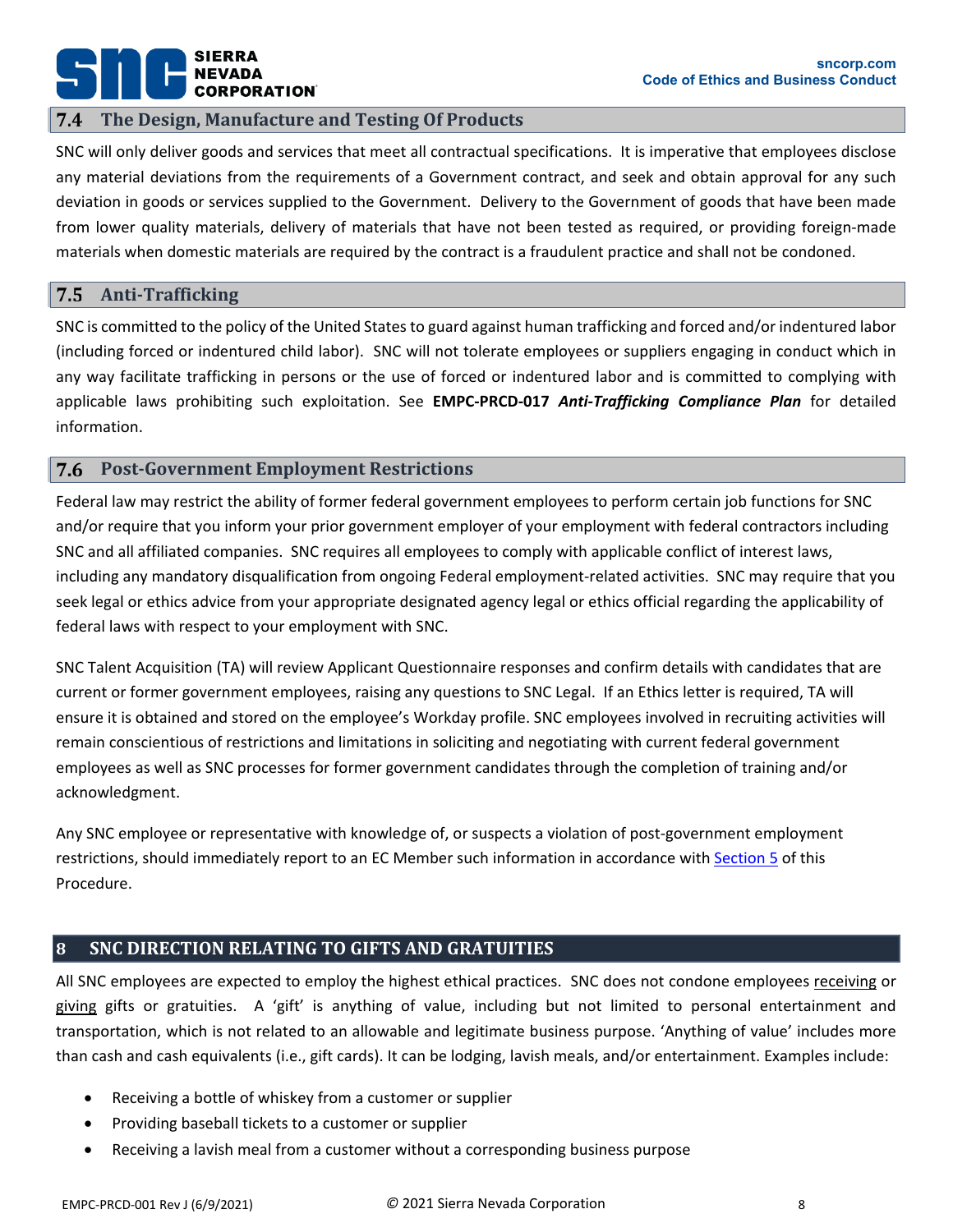## 7.4 The Design, Manufacture and Testing Of Products

SNC will only deliver goods and services that meet all contractual specifications. It is imperative that employees disclose any material deviations from the requirements of a Government contract, and seek and obtain approval for any such deviation in goods or services supplied to the Government. Delivery to the Government of goods that have been made from lower quality materials, delivery of materials that have not been tested as required, or providing foreign-made materials when domestic materials are required by the contract is a fraudulent practice and shall not be condoned.

## 7.5 Anti-Trafficking

SNC is committed to the policy of the United States to guard against human trafficking and forced and/or indentured labor (including forced or indentured child labor). SNC will not tolerate employees or suppliers engaging in conduct which in any way facilitate trafficking in persons or the use of forced or indentured labor and is committed to complying with applicable laws prohibiting such exploitation. See **EMPC-PRCD-017** ***Anti-Trafficking Compliance Plan*** for detailed information.

## 7.6 Post-Government Employment Restrictions

Federal law may restrict the ability of former federal government employees to perform certain job functions for SNC and/or require that you inform your prior government employer of your employment with federal contractors including SNC and all affiliated companies. SNC requires all employees to comply with applicable conflict of interest laws, including any mandatory disqualification from ongoing Federal employment-related activities. SNC may require that you seek legal or ethics advice from your appropriate designated agency legal or ethics official regarding the applicability of federal laws with respect to your employment with SNC.

SNC Talent Acquisition (TA) will review Applicant Questionnaire responses and confirm details with candidates that are current or former government employees, raising any questions to SNC Legal. If an Ethics letter is required, TA will ensure it is obtained and stored on the employee's Workday profile. SNC employees involved in recruiting activities will remain conscientious of restrictions and limitations in soliciting and negotiating with current federal government employees as well as SNC processes for former government candidates through the completion of training and/or acknowledgment.

Any SNC employee or representative with knowledge of, or suspects a violation of post-government employment restrictions, should immediately report to an EC Member such information in accordance with Section 5 of this Procedure.

# 8 SNC DIRECTION RELATING TO GIFTS AND GRATUITIES

All SNC employees are expected to employ the highest ethical practices. SNC does not condone employees receiving or giving gifts or gratuities. A 'gift' is anything of value, including but not limited to personal entertainment and transportation, which is not related to an allowable and legitimate business purpose. 'Anything of value' includes more than cash and cash equivalents (i.e., gift cards). It can be lodging, lavish meals, and/or entertainment. Examples include:

- Receiving a bottle of whiskey from a customer or supplier
- Providing baseball tickets to a customer or supplier
- Receiving a lavish meal from a customer without a corresponding business purpose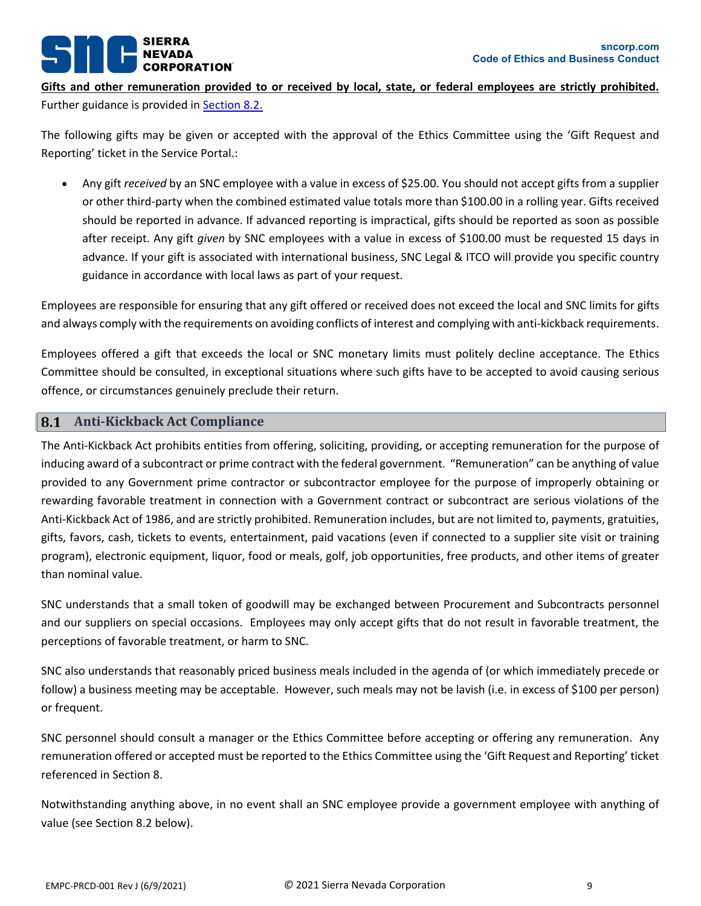**Gifts and other remuneration provided to or received by local, state, or federal employees are strictly prohibited.** Further guidance is provided in Section 8.2.

The following gifts may be given or accepted with the approval of the Ethics Committee using the 'Gift Request and Reporting' ticket in the Service Portal.:

- Any gift *received* by an SNC employee with a value in excess of $25.00. You should not accept gifts from a supplier or other third-party when the combined estimated value totals more than $100.00 in a rolling year. Gifts received should be reported in advance. If advanced reporting is impractical, gifts should be reported as soon as possible after receipt. Any gift *given* by SNC employees with a value in excess of $100.00 must be requested 15 days in advance. If your gift is associated with international business, SNC Legal & ITCO will provide you specific country guidance in accordance with local laws as part of your request.

Employees are responsible for ensuring that any gift offered or received does not exceed the local and SNC limits for gifts and always comply with the requirements on avoiding conflicts of interest and complying with anti-kickback requirements.

Employees offered a gift that exceeds the local or SNC monetary limits must politely decline acceptance. The Ethics Committee should be consulted, in exceptional situations where such gifts have to be accepted to avoid causing serious offence, or circumstances genuinely preclude their return.

## 8.1 Anti-Kickback Act Compliance

The Anti-Kickback Act prohibits entities from offering, soliciting, providing, or accepting remuneration for the purpose of inducing award of a subcontract or prime contract with the federal government. "Remuneration" can be anything of value provided to any Government prime contractor or subcontractor employee for the purpose of improperly obtaining or rewarding favorable treatment in connection with a Government contract or subcontract are serious violations of the Anti-Kickback Act of 1986, and are strictly prohibited. Remuneration includes, but are not limited to, payments, gratuities, gifts, favors, cash, tickets to events, entertainment, paid vacations (even if connected to a supplier site visit or training program), electronic equipment, liquor, food or meals, golf, job opportunities, free products, and other items of greater than nominal value.

SNC understands that a small token of goodwill may be exchanged between Procurement and Subcontracts personnel and our suppliers on special occasions. Employees may only accept gifts that do not result in favorable treatment, the perceptions of favorable treatment, or harm to SNC.

SNC also understands that reasonably priced business meals included in the agenda of (or which immediately precede or follow) a business meeting may be acceptable. However, such meals may not be lavish (i.e. in excess of $100 per person) or frequent.

SNC personnel should consult a manager or the Ethics Committee before accepting or offering any remuneration. Any remuneration offered or accepted must be reported to the Ethics Committee using the 'Gift Request and Reporting' ticket referenced in Section 8.

Notwithstanding anything above, in no event shall an SNC employee provide a government employee with anything of value (see Section 8.2 below).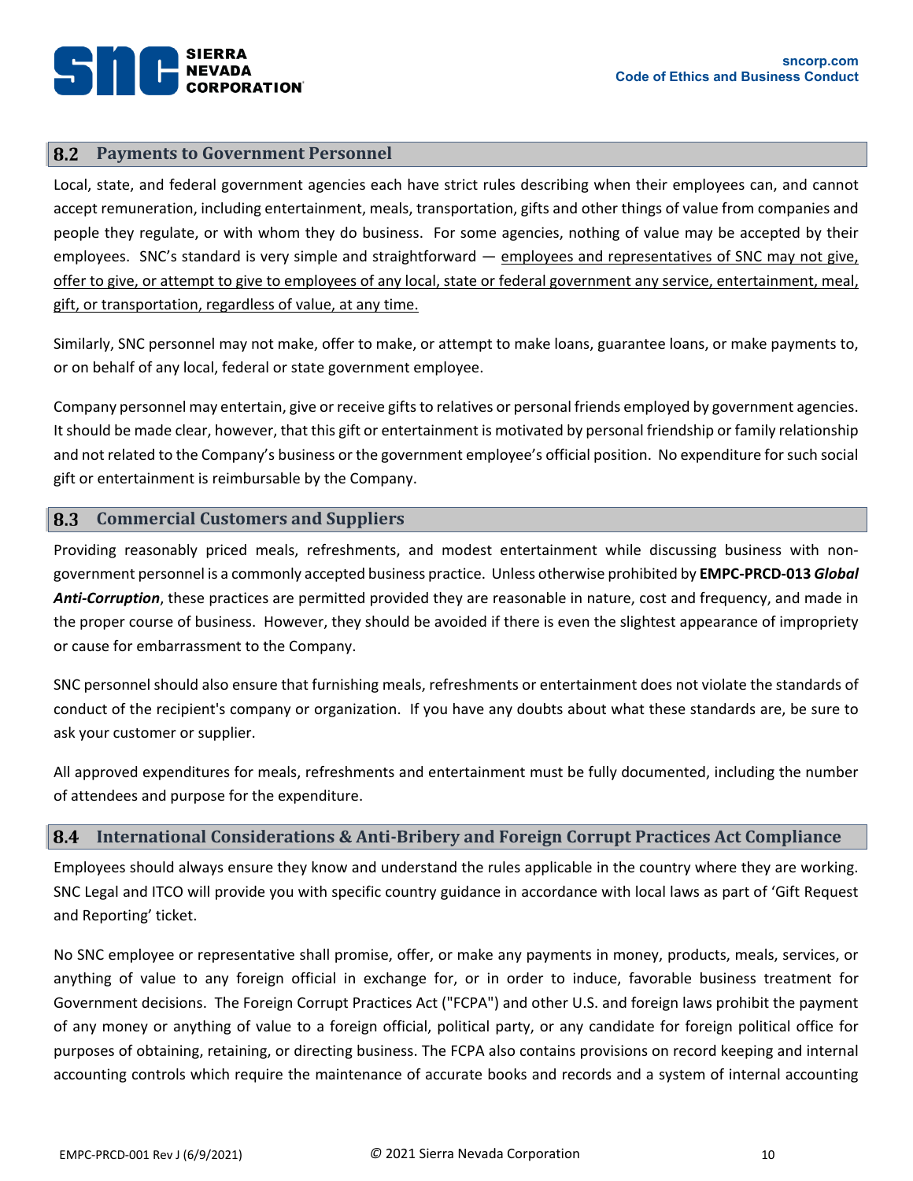## 8.2 Payments to Government Personnel

Local, state, and federal government agencies each have strict rules describing when their employees can, and cannot accept remuneration, including entertainment, meals, transportation, gifts and other things of value from companies and people they regulate, or with whom they do business. For some agencies, nothing of value may be accepted by their employees. SNC's standard is very simple and straightforward — <u>employees and representatives of SNC may not give, offer to give, or attempt to give to employees of any local, state or federal government any service, entertainment, meal, gift, or transportation, regardless of value, at any time.</u>

Similarly, SNC personnel may not make, offer to make, or attempt to make loans, guarantee loans, or make payments to, or on behalf of any local, federal or state government employee.

Company personnel may entertain, give or receive gifts to relatives or personal friends employed by government agencies. It should be made clear, however, that this gift or entertainment is motivated by personal friendship or family relationship and not related to the Company's business or the government employee's official position. No expenditure for such social gift or entertainment is reimbursable by the Company.

## 8.3 Commercial Customers and Suppliers

Providing reasonably priced meals, refreshments, and modest entertainment while discussing business with non-government personnel is a commonly accepted business practice. Unless otherwise prohibited by **EMPC-PRCD-013** ***Global Anti-Corruption***, these practices are permitted provided they are reasonable in nature, cost and frequency, and made in the proper course of business. However, they should be avoided if there is even the slightest appearance of impropriety or cause for embarrassment to the Company.

SNC personnel should also ensure that furnishing meals, refreshments or entertainment does not violate the standards of conduct of the recipient's company or organization. If you have any doubts about what these standards are, be sure to ask your customer or supplier.

All approved expenditures for meals, refreshments and entertainment must be fully documented, including the number of attendees and purpose for the expenditure.

## 8.4 International Considerations & Anti-Bribery and Foreign Corrupt Practices Act Compliance

Employees should always ensure they know and understand the rules applicable in the country where they are working. SNC Legal and ITCO will provide you with specific country guidance in accordance with local laws as part of 'Gift Request and Reporting' ticket.

No SNC employee or representative shall promise, offer, or make any payments in money, products, meals, services, or anything of value to any foreign official in exchange for, or in order to induce, favorable business treatment for Government decisions. The Foreign Corrupt Practices Act ("FCPA") and other U.S. and foreign laws prohibit the payment of any money or anything of value to a foreign official, political party, or any candidate for foreign political office for purposes of obtaining, retaining, or directing business. The FCPA also contains provisions on record keeping and internal accounting controls which require the maintenance of accurate books and records and a system of internal accounting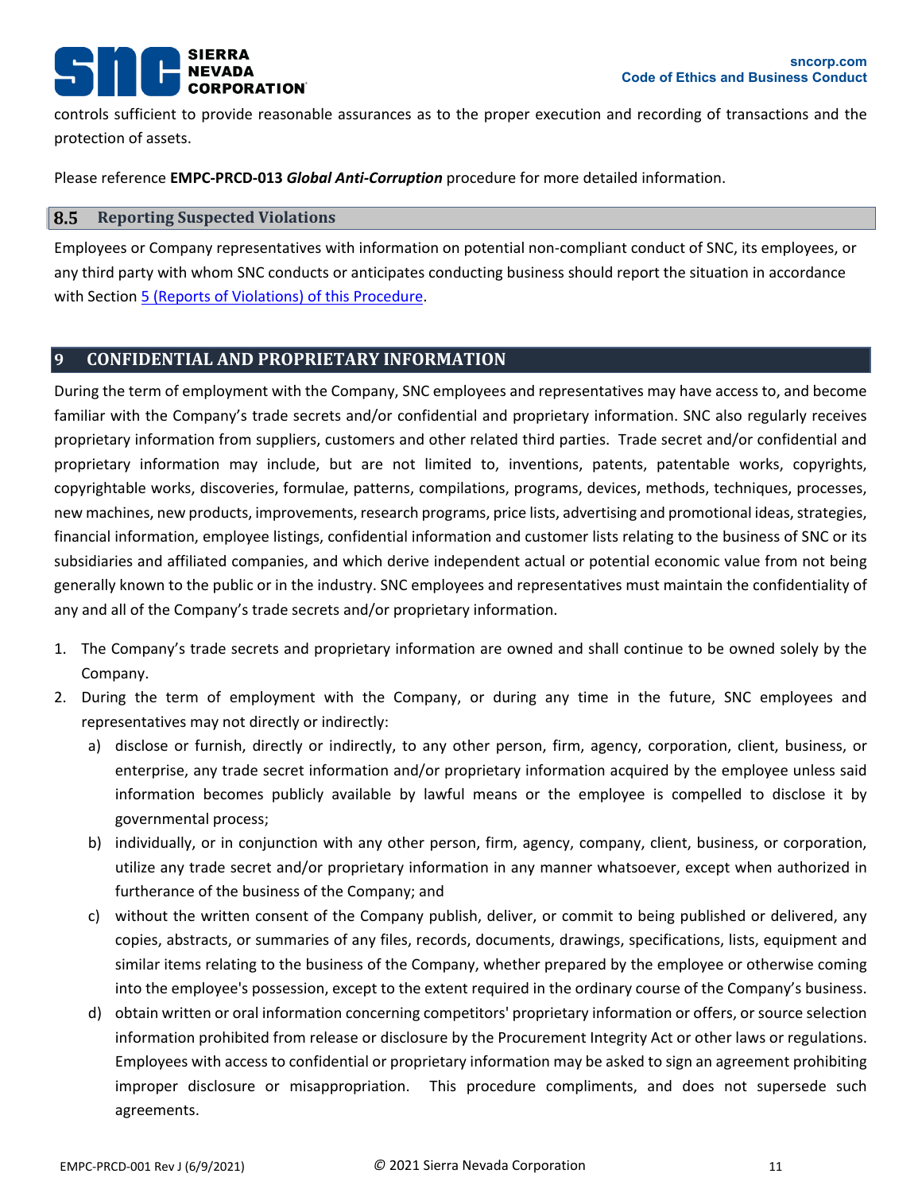controls sufficient to provide reasonable assurances as to the proper execution and recording of transactions and the protection of assets.

Please reference **EMPC-PRCD-013 *Global Anti-Corruption*** procedure for more detailed information.

### 8.5 Reporting Suspected Violations

Employees or Company representatives with information on potential non-compliant conduct of SNC, its employees, or any third party with whom SNC conducts or anticipates conducting business should report the situation in accordance with Section 5 (Reports of Violations) of this Procedure.

## 9 CONFIDENTIAL AND PROPRIETARY INFORMATION

During the term of employment with the Company, SNC employees and representatives may have access to, and become familiar with the Company's trade secrets and/or confidential and proprietary information. SNC also regularly receives proprietary information from suppliers, customers and other related third parties. Trade secret and/or confidential and proprietary information may include, but are not limited to, inventions, patents, patentable works, copyrights, copyrightable works, discoveries, formulae, patterns, compilations, programs, devices, methods, techniques, processes, new machines, new products, improvements, research programs, price lists, advertising and promotional ideas, strategies, financial information, employee listings, confidential information and customer lists relating to the business of SNC or its subsidiaries and affiliated companies, and which derive independent actual or potential economic value from not being generally known to the public or in the industry. SNC employees and representatives must maintain the confidentiality of any and all of the Company's trade secrets and/or proprietary information.

1. The Company's trade secrets and proprietary information are owned and shall continue to be owned solely by the Company.
2. During the term of employment with the Company, or during any time in the future, SNC employees and representatives may not directly or indirectly:
   a) disclose or furnish, directly or indirectly, to any other person, firm, agency, corporation, client, business, or enterprise, any trade secret information and/or proprietary information acquired by the employee unless said information becomes publicly available by lawful means or the employee is compelled to disclose it by governmental process;
   b) individually, or in conjunction with any other person, firm, agency, company, client, business, or corporation, utilize any trade secret and/or proprietary information in any manner whatsoever, except when authorized in furtherance of the business of the Company; and
   c) without the written consent of the Company publish, deliver, or commit to being published or delivered, any copies, abstracts, or summaries of any files, records, documents, drawings, specifications, lists, equipment and similar items relating to the business of the Company, whether prepared by the employee or otherwise coming into the employee's possession, except to the extent required in the ordinary course of the Company's business.
   d) obtain written or oral information concerning competitors' proprietary information or offers, or source selection information prohibited from release or disclosure by the Procurement Integrity Act or other laws or regulations. Employees with access to confidential or proprietary information may be asked to sign an agreement prohibiting improper disclosure or misappropriation. This procedure compliments, and does not supersede such agreements.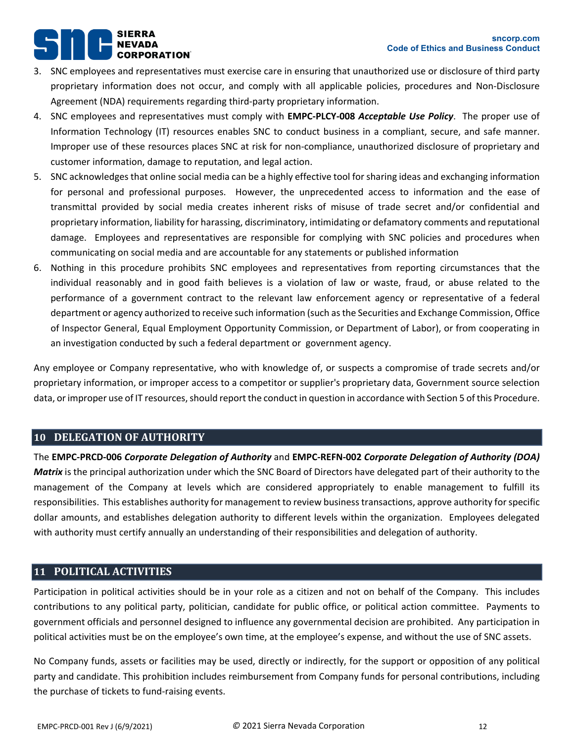3. SNC employees and representatives must exercise care in ensuring that unauthorized use or disclosure of third party proprietary information does not occur, and comply with all applicable policies, procedures and Non-Disclosure Agreement (NDA) requirements regarding third-party proprietary information.
4. SNC employees and representatives must comply with **EMPC-PLCY-008** ***Acceptable Use Policy***. The proper use of Information Technology (IT) resources enables SNC to conduct business in a compliant, secure, and safe manner. Improper use of these resources places SNC at risk for non-compliance, unauthorized disclosure of proprietary and customer information, damage to reputation, and legal action.
5. SNC acknowledges that online social media can be a highly effective tool for sharing ideas and exchanging information for personal and professional purposes. However, the unprecedented access to information and the ease of transmittal provided by social media creates inherent risks of misuse of trade secret and/or confidential and proprietary information, liability for harassing, discriminatory, intimidating or defamatory comments and reputational damage. Employees and representatives are responsible for complying with SNC policies and procedures when communicating on social media and are accountable for any statements or published information
6. Nothing in this procedure prohibits SNC employees and representatives from reporting circumstances that the individual reasonably and in good faith believes is a violation of law or waste, fraud, or abuse related to the performance of a government contract to the relevant law enforcement agency or representative of a federal department or agency authorized to receive such information (such as the Securities and Exchange Commission, Office of Inspector General, Equal Employment Opportunity Commission, or Department of Labor), or from cooperating in an investigation conducted by such a federal department or government agency.

Any employee or Company representative, who with knowledge of, or suspects a compromise of trade secrets and/or proprietary information, or improper access to a competitor or supplier's proprietary data, Government source selection data, or improper use of IT resources, should report the conduct in question in accordance with Section 5 of this Procedure.

## 10 DELEGATION OF AUTHORITY

The **EMPC-PRCD-006** ***Corporate Delegation of Authority*** and **EMPC-REFN-002** ***Corporate Delegation of Authority (DOA) Matrix*** is the principal authorization under which the SNC Board of Directors have delegated part of their authority to the management of the Company at levels which are considered appropriately to enable management to fulfill its responsibilities. This establishes authority for management to review business transactions, approve authority for specific dollar amounts, and establishes delegation authority to different levels within the organization. Employees delegated with authority must certify annually an understanding of their responsibilities and delegation of authority.

## 11 POLITICAL ACTIVITIES

Participation in political activities should be in your role as a citizen and not on behalf of the Company. This includes contributions to any political party, politician, candidate for public office, or political action committee. Payments to government officials and personnel designed to influence any governmental decision are prohibited. Any participation in political activities must be on the employee's own time, at the employee's expense, and without the use of SNC assets.

No Company funds, assets or facilities may be used, directly or indirectly, for the support or opposition of any political party and candidate. This prohibition includes reimbursement from Company funds for personal contributions, including the purchase of tickets to fund-raising events.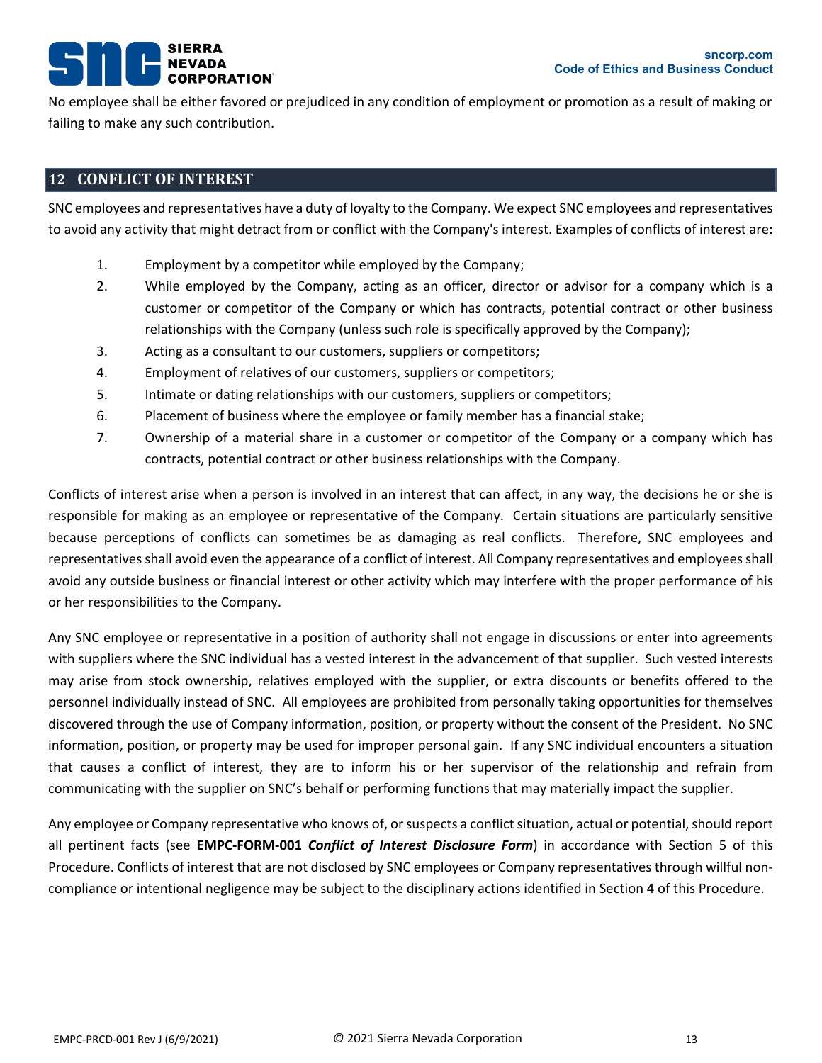No employee shall be either favored or prejudiced in any condition of employment or promotion as a result of making or failing to make any such contribution.

## 12 CONFLICT OF INTEREST

SNC employees and representatives have a duty of loyalty to the Company. We expect SNC employees and representatives to avoid any activity that might detract from or conflict with the Company's interest. Examples of conflicts of interest are:

1. Employment by a competitor while employed by the Company;
2. While employed by the Company, acting as an officer, director or advisor for a company which is a customer or competitor of the Company or which has contracts, potential contract or other business relationships with the Company (unless such role is specifically approved by the Company);
3. Acting as a consultant to our customers, suppliers or competitors;
4. Employment of relatives of our customers, suppliers or competitors;
5. Intimate or dating relationships with our customers, suppliers or competitors;
6. Placement of business where the employee or family member has a financial stake;
7. Ownership of a material share in a customer or competitor of the Company or a company which has contracts, potential contract or other business relationships with the Company.

Conflicts of interest arise when a person is involved in an interest that can affect, in any way, the decisions he or she is responsible for making as an employee or representative of the Company. Certain situations are particularly sensitive because perceptions of conflicts can sometimes be as damaging as real conflicts. Therefore, SNC employees and representatives shall avoid even the appearance of a conflict of interest. All Company representatives and employees shall avoid any outside business or financial interest or other activity which may interfere with the proper performance of his or her responsibilities to the Company.

Any SNC employee or representative in a position of authority shall not engage in discussions or enter into agreements with suppliers where the SNC individual has a vested interest in the advancement of that supplier. Such vested interests may arise from stock ownership, relatives employed with the supplier, or extra discounts or benefits offered to the personnel individually instead of SNC. All employees are prohibited from personally taking opportunities for themselves discovered through the use of Company information, position, or property without the consent of the President. No SNC information, position, or property may be used for improper personal gain. If any SNC individual encounters a situation that causes a conflict of interest, they are to inform his or her supervisor of the relationship and refrain from communicating with the supplier on SNC's behalf or performing functions that may materially impact the supplier.

Any employee or Company representative who knows of, or suspects a conflict situation, actual or potential, should report all pertinent facts (see **EMPC-FORM-001** ***Conflict of Interest Disclosure Form***) in accordance with Section 5 of this Procedure. Conflicts of interest that are not disclosed by SNC employees or Company representatives through willful non-compliance or intentional negligence may be subject to the disciplinary actions identified in Section 4 of this Procedure.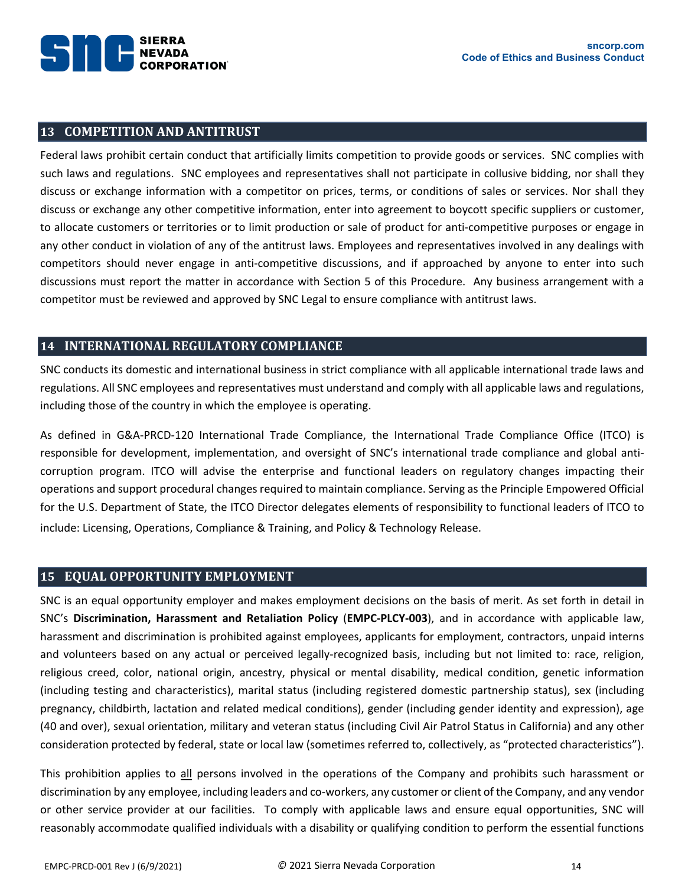## 13 COMPETITION AND ANTITRUST

Federal laws prohibit certain conduct that artificially limits competition to provide goods or services. SNC complies with such laws and regulations. SNC employees and representatives shall not participate in collusive bidding, nor shall they discuss or exchange information with a competitor on prices, terms, or conditions of sales or services. Nor shall they discuss or exchange any other competitive information, enter into agreement to boycott specific suppliers or customer, to allocate customers or territories or to limit production or sale of product for anti-competitive purposes or engage in any other conduct in violation of any of the antitrust laws. Employees and representatives involved in any dealings with competitors should never engage in anti-competitive discussions, and if approached by anyone to enter into such discussions must report the matter in accordance with Section 5 of this Procedure. Any business arrangement with a competitor must be reviewed and approved by SNC Legal to ensure compliance with antitrust laws.

## 14 INTERNATIONAL REGULATORY COMPLIANCE

SNC conducts its domestic and international business in strict compliance with all applicable international trade laws and regulations. All SNC employees and representatives must understand and comply with all applicable laws and regulations, including those of the country in which the employee is operating.

As defined in G&A-PRCD-120 International Trade Compliance, the International Trade Compliance Office (ITCO) is responsible for development, implementation, and oversight of SNC's international trade compliance and global anti-corruption program. ITCO will advise the enterprise and functional leaders on regulatory changes impacting their operations and support procedural changes required to maintain compliance. Serving as the Principle Empowered Official for the U.S. Department of State, the ITCO Director delegates elements of responsibility to functional leaders of ITCO to include: Licensing, Operations, Compliance & Training, and Policy & Technology Release.

## 15 EQUAL OPPORTUNITY EMPLOYMENT

SNC is an equal opportunity employer and makes employment decisions on the basis of merit. As set forth in detail in SNC's **Discrimination, Harassment and Retaliation Policy** (**EMPC-PLCY-003**), and in accordance with applicable law, harassment and discrimination is prohibited against employees, applicants for employment, contractors, unpaid interns and volunteers based on any actual or perceived legally-recognized basis, including but not limited to: race, religion, religious creed, color, national origin, ancestry, physical or mental disability, medical condition, genetic information (including testing and characteristics), marital status (including registered domestic partnership status), sex (including pregnancy, childbirth, lactation and related medical conditions), gender (including gender identity and expression), age (40 and over), sexual orientation, military and veteran status (including Civil Air Patrol Status in California) and any other consideration protected by federal, state or local law (sometimes referred to, collectively, as "protected characteristics").

This prohibition applies to <u>all</u> persons involved in the operations of the Company and prohibits such harassment or discrimination by any employee, including leaders and co-workers, any customer or client of the Company, and any vendor or other service provider at our facilities. To comply with applicable laws and ensure equal opportunities, SNC will reasonably accommodate qualified individuals with a disability or qualifying condition to perform the essential functions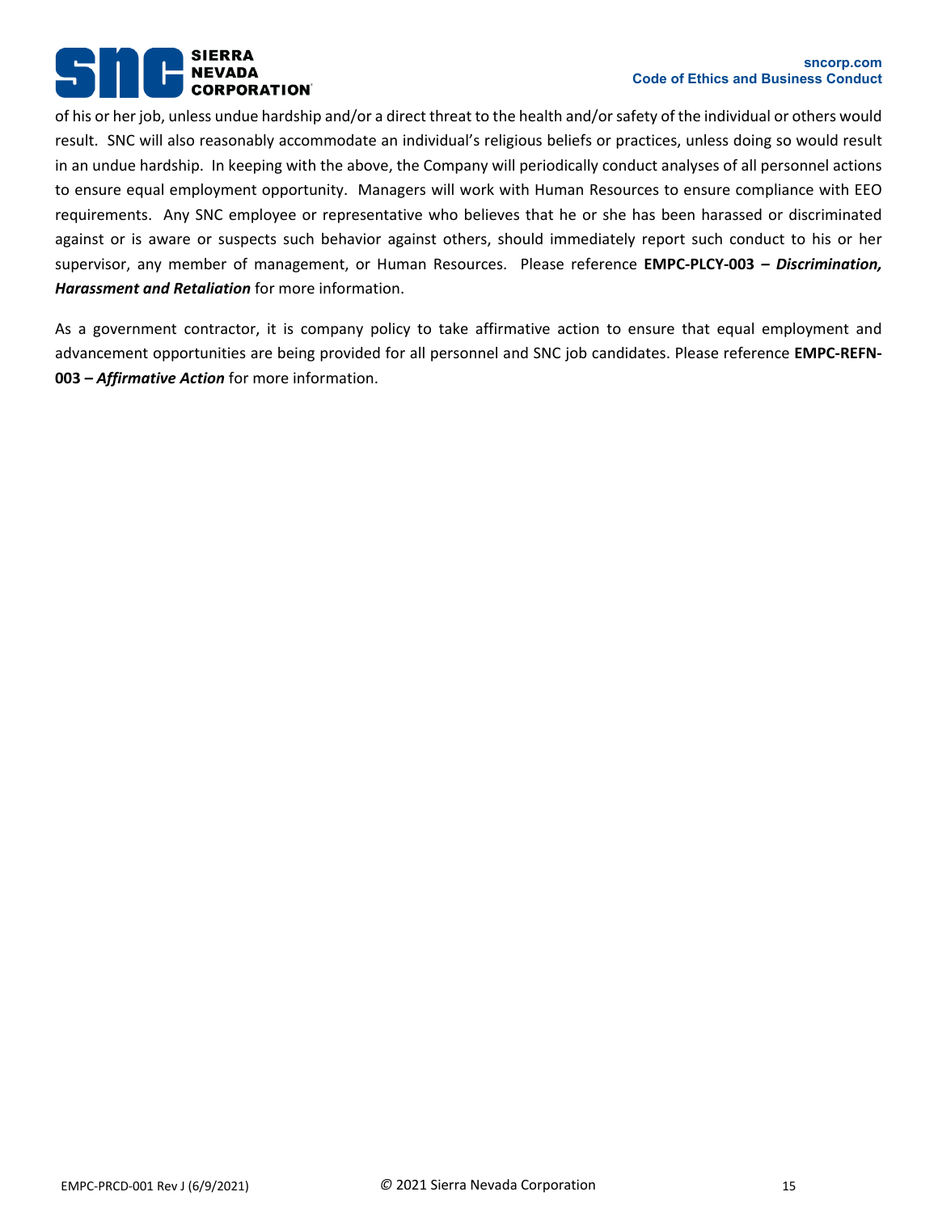of his or her job, unless undue hardship and/or a direct threat to the health and/or safety of the individual or others would result. SNC will also reasonably accommodate an individual's religious beliefs or practices, unless doing so would result in an undue hardship. In keeping with the above, the Company will periodically conduct analyses of all personnel actions to ensure equal employment opportunity. Managers will work with Human Resources to ensure compliance with EEO requirements. Any SNC employee or representative who believes that he or she has been harassed or discriminated against or is aware or suspects such behavior against others, should immediately report such conduct to his or her supervisor, any member of management, or Human Resources. Please reference **EMPC-PLCY-003 – *Discrimination, Harassment and Retaliation*** for more information.

As a government contractor, it is company policy to take affirmative action to ensure that equal employment and advancement opportunities are being provided for all personnel and SNC job candidates. Please reference **EMPC-REFN-003 – *Affirmative Action*** for more information.